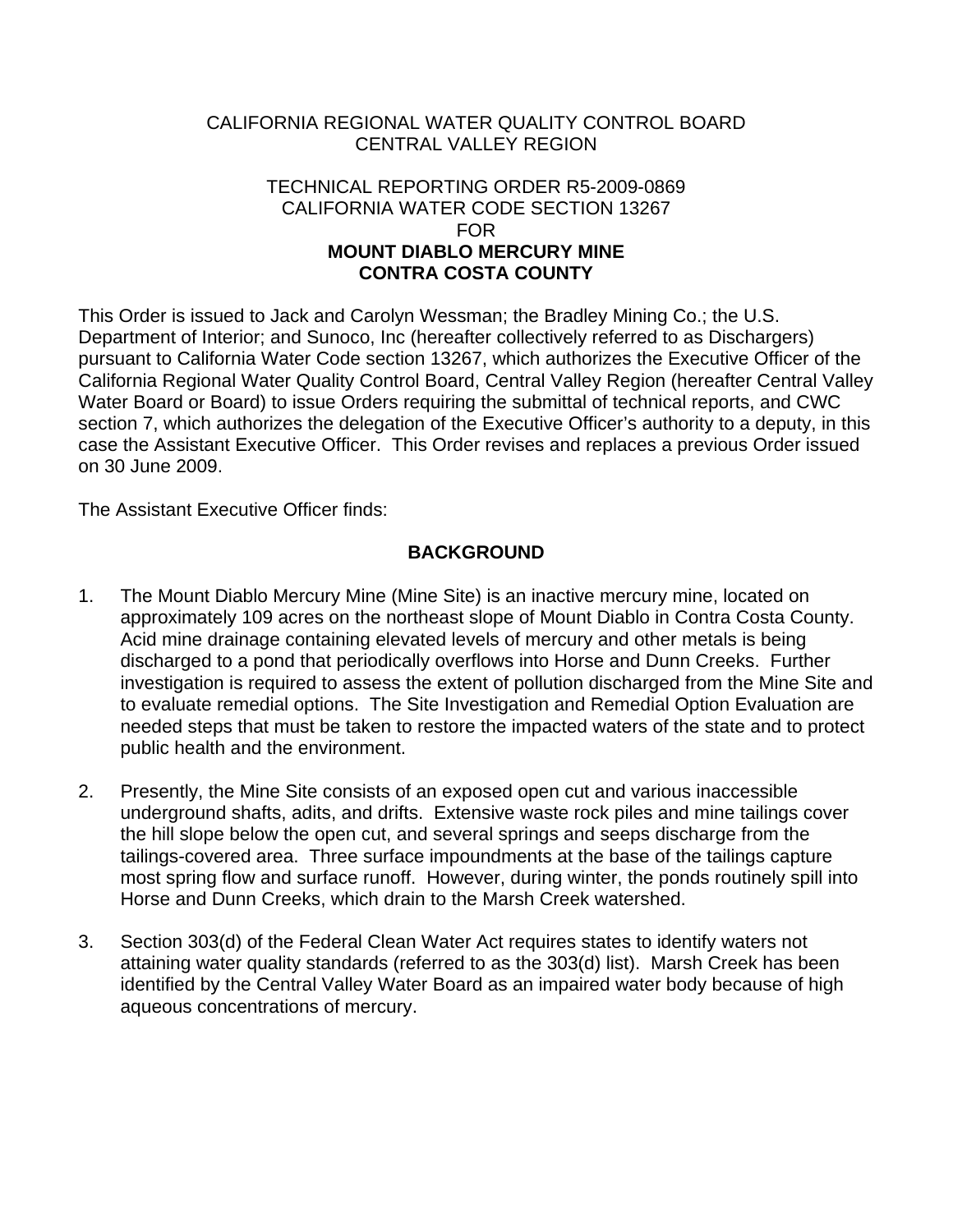CALIFORNIA REGIONAL WATER QUALITY CONTROL BOARD
CENTRAL VALLEY REGION

TECHNICAL REPORTING ORDER R5-2009-0869
CALIFORNIA WATER CODE SECTION 13267
FOR
**MOUNT DIABLO MERCURY MINE**
**CONTRA COSTA COUNTY**

This Order is issued to Jack and Carolyn Wessman; the Bradley Mining Co.; the U.S. Department of Interior; and Sunoco, Inc (hereafter collectively referred to as Dischargers) pursuant to California Water Code section 13267, which authorizes the Executive Officer of the California Regional Water Quality Control Board, Central Valley Region (hereafter Central Valley Water Board or Board) to issue Orders requiring the submittal of technical reports, and CWC section 7, which authorizes the delegation of the Executive Officer's authority to a deputy, in this case the Assistant Executive Officer. This Order revises and replaces a previous Order issued on 30 June 2009.

The Assistant Executive Officer finds:

## BACKGROUND

1. The Mount Diablo Mercury Mine (Mine Site) is an inactive mercury mine, located on approximately 109 acres on the northeast slope of Mount Diablo in Contra Costa County. Acid mine drainage containing elevated levels of mercury and other metals is being discharged to a pond that periodically overflows into Horse and Dunn Creeks. Further investigation is required to assess the extent of pollution discharged from the Mine Site and to evaluate remedial options. The Site Investigation and Remedial Option Evaluation are needed steps that must be taken to restore the impacted waters of the state and to protect public health and the environment.

2. Presently, the Mine Site consists of an exposed open cut and various inaccessible underground shafts, adits, and drifts. Extensive waste rock piles and mine tailings cover the hill slope below the open cut, and several springs and seeps discharge from the tailings-covered area. Three surface impoundments at the base of the tailings capture most spring flow and surface runoff. However, during winter, the ponds routinely spill into Horse and Dunn Creeks, which drain to the Marsh Creek watershed.

3. Section 303(d) of the Federal Clean Water Act requires states to identify waters not attaining water quality standards (referred to as the 303(d) list). Marsh Creek has been identified by the Central Valley Water Board as an impaired water body because of high aqueous concentrations of mercury.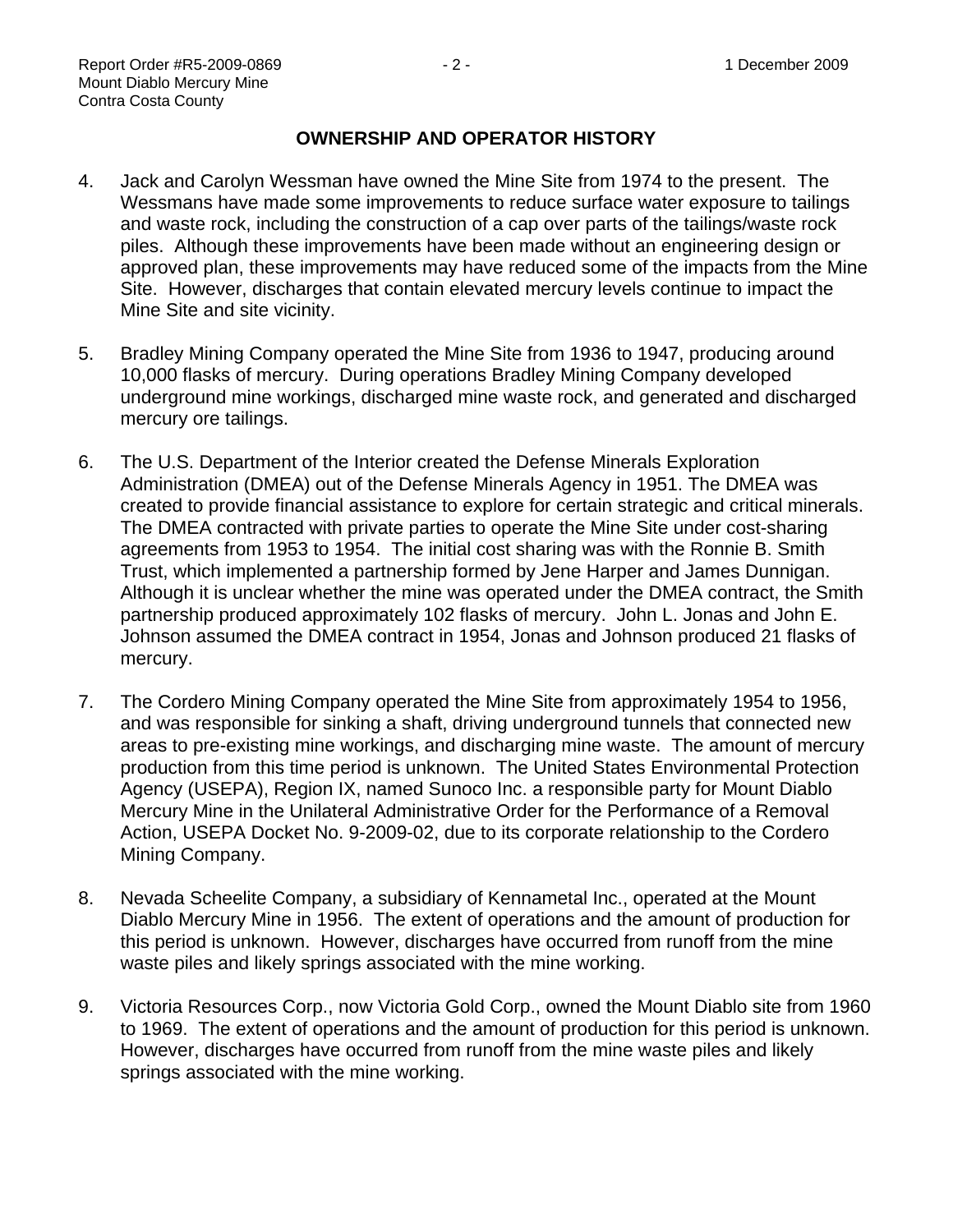## OWNERSHIP AND OPERATOR HISTORY

4. Jack and Carolyn Wessman have owned the Mine Site from 1974 to the present. The Wessmans have made some improvements to reduce surface water exposure to tailings and waste rock, including the construction of a cap over parts of the tailings/waste rock piles. Although these improvements have been made without an engineering design or approved plan, these improvements may have reduced some of the impacts from the Mine Site. However, discharges that contain elevated mercury levels continue to impact the Mine Site and site vicinity.

5. Bradley Mining Company operated the Mine Site from 1936 to 1947, producing around 10,000 flasks of mercury. During operations Bradley Mining Company developed underground mine workings, discharged mine waste rock, and generated and discharged mercury ore tailings.

6. The U.S. Department of the Interior created the Defense Minerals Exploration Administration (DMEA) out of the Defense Minerals Agency in 1951. The DMEA was created to provide financial assistance to explore for certain strategic and critical minerals. The DMEA contracted with private parties to operate the Mine Site under cost-sharing agreements from 1953 to 1954. The initial cost sharing was with the Ronnie B. Smith Trust, which implemented a partnership formed by Jene Harper and James Dunnigan. Although it is unclear whether the mine was operated under the DMEA contract, the Smith partnership produced approximately 102 flasks of mercury. John L. Jonas and John E. Johnson assumed the DMEA contract in 1954, Jonas and Johnson produced 21 flasks of mercury.

7. The Cordero Mining Company operated the Mine Site from approximately 1954 to 1956, and was responsible for sinking a shaft, driving underground tunnels that connected new areas to pre-existing mine workings, and discharging mine waste. The amount of mercury production from this time period is unknown. The United States Environmental Protection Agency (USEPA), Region IX, named Sunoco Inc. a responsible party for Mount Diablo Mercury Mine in the Unilateral Administrative Order for the Performance of a Removal Action, USEPA Docket No. 9-2009-02, due to its corporate relationship to the Cordero Mining Company.

8. Nevada Scheelite Company, a subsidiary of Kennametal Inc., operated at the Mount Diablo Mercury Mine in 1956. The extent of operations and the amount of production for this period is unknown. However, discharges have occurred from runoff from the mine waste piles and likely springs associated with the mine working.

9. Victoria Resources Corp., now Victoria Gold Corp., owned the Mount Diablo site from 1960 to 1969. The extent of operations and the amount of production for this period is unknown. However, discharges have occurred from runoff from the mine waste piles and likely springs associated with the mine working.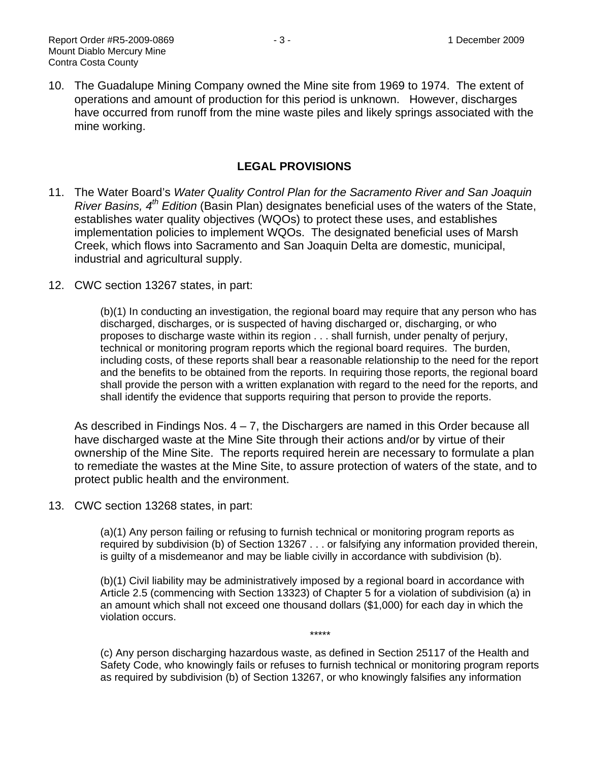10. The Guadalupe Mining Company owned the Mine site from 1969 to 1974. The extent of operations and amount of production for this period is unknown. However, discharges have occurred from runoff from the mine waste piles and likely springs associated with the mine working.

## LEGAL PROVISIONS

11. The Water Board's *Water Quality Control Plan for the Sacramento River and San Joaquin River Basins, 4th Edition* (Basin Plan) designates beneficial uses of the waters of the State, establishes water quality objectives (WQOs) to protect these uses, and establishes implementation policies to implement WQOs. The designated beneficial uses of Marsh Creek, which flows into Sacramento and San Joaquin Delta are domestic, municipal, industrial and agricultural supply.

12. CWC section 13267 states, in part:

    > (b)(1) In conducting an investigation, the regional board may require that any person who has discharged, discharges, or is suspected of having discharged or, discharging, or who proposes to discharge waste within its region . . . shall furnish, under penalty of perjury, technical or monitoring program reports which the regional board requires. The burden, including costs, of these reports shall bear a reasonable relationship to the need for the report and the benefits to be obtained from the reports. In requiring those reports, the regional board shall provide the person with a written explanation with regard to the need for the reports, and shall identify the evidence that supports requiring that person to provide the reports.

    As described in Findings Nos. 4 – 7, the Dischargers are named in this Order because all have discharged waste at the Mine Site through their actions and/or by virtue of their ownership of the Mine Site. The reports required herein are necessary to formulate a plan to remediate the wastes at the Mine Site, to assure protection of waters of the state, and to protect public health and the environment.

13. CWC section 13268 states, in part:

    > (a)(1) Any person failing or refusing to furnish technical or monitoring program reports as required by subdivision (b) of Section 13267 . . . or falsifying any information provided therein, is guilty of a misdemeanor and may be liable civilly in accordance with subdivision (b).
    >
    > (b)(1) Civil liability may be administratively imposed by a regional board in accordance with Article 2.5 (commencing with Section 13323) of Chapter 5 for a violation of subdivision (a) in an amount which shall not exceed one thousand dollars ($1,000) for each day in which the violation occurs.
    >
    > *****
    >
    > (c) Any person discharging hazardous waste, as defined in Section 25117 of the Health and Safety Code, who knowingly fails or refuses to furnish technical or monitoring program reports as required by subdivision (b) of Section 13267, or who knowingly falsifies any information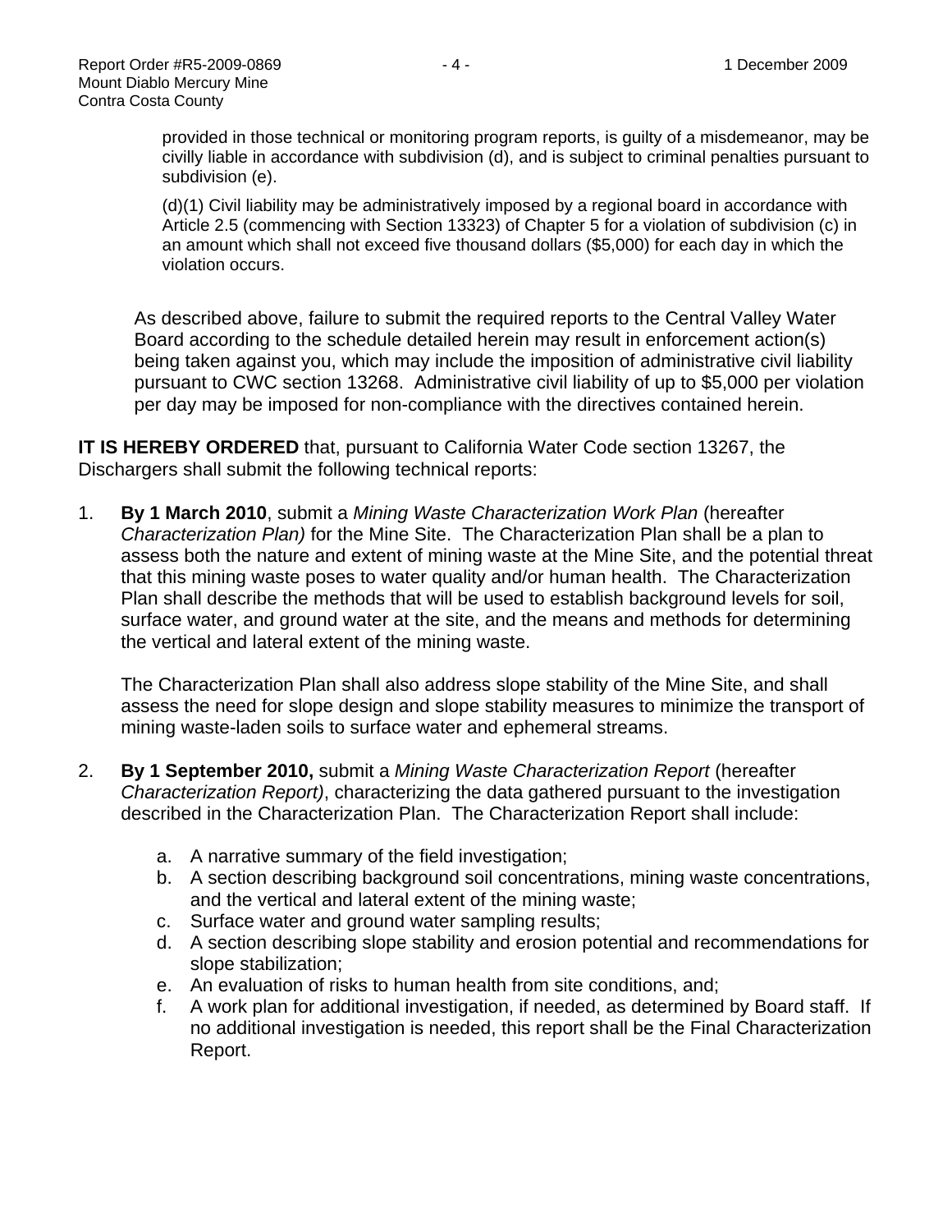provided in those technical or monitoring program reports, is guilty of a misdemeanor, may be civilly liable in accordance with subdivision (d), and is subject to criminal penalties pursuant to subdivision (e).

(d)(1) Civil liability may be administratively imposed by a regional board in accordance with Article 2.5 (commencing with Section 13323) of Chapter 5 for a violation of subdivision (c) in an amount which shall not exceed five thousand dollars ($5,000) for each day in which the violation occurs.

As described above, failure to submit the required reports to the Central Valley Water Board according to the schedule detailed herein may result in enforcement action(s) being taken against you, which may include the imposition of administrative civil liability pursuant to CWC section 13268. Administrative civil liability of up to $5,000 per violation per day may be imposed for non-compliance with the directives contained herein.

**IT IS HEREBY ORDERED** that, pursuant to California Water Code section 13267, the Dischargers shall submit the following technical reports:

1. **By 1 March 2010**, submit a *Mining Waste Characterization Work Plan* (hereafter *Characterization Plan)* for the Mine Site. The Characterization Plan shall be a plan to assess both the nature and extent of mining waste at the Mine Site, and the potential threat that this mining waste poses to water quality and/or human health. The Characterization Plan shall describe the methods that will be used to establish background levels for soil, surface water, and ground water at the site, and the means and methods for determining the vertical and lateral extent of the mining waste.

   The Characterization Plan shall also address slope stability of the Mine Site, and shall assess the need for slope design and slope stability measures to minimize the transport of mining waste-laden soils to surface water and ephemeral streams.

2. **By 1 September 2010,** submit a *Mining Waste Characterization Report* (hereafter *Characterization Report)*, characterizing the data gathered pursuant to the investigation described in the Characterization Plan. The Characterization Report shall include:

   a. A narrative summary of the field investigation;
   b. A section describing background soil concentrations, mining waste concentrations, and the vertical and lateral extent of the mining waste;
   c. Surface water and ground water sampling results;
   d. A section describing slope stability and erosion potential and recommendations for slope stabilization;
   e. An evaluation of risks to human health from site conditions, and;
   f. A work plan for additional investigation, if needed, as determined by Board staff. If no additional investigation is needed, this report shall be the Final Characterization Report.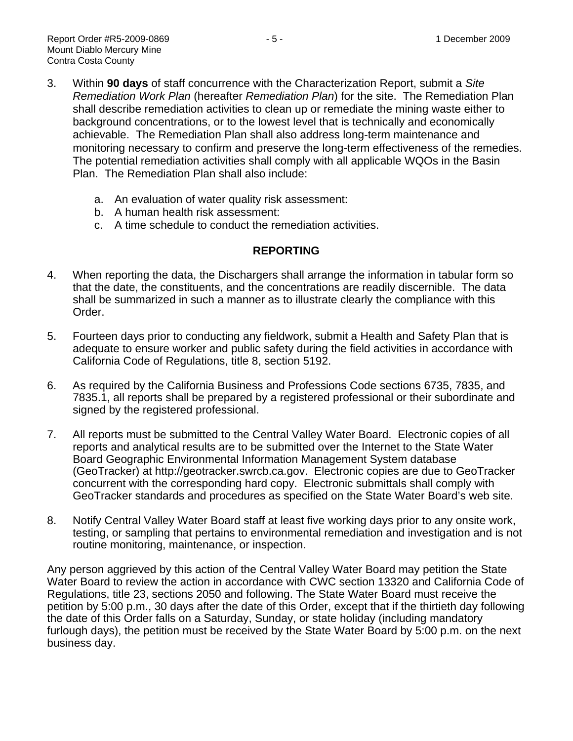3. Within **90 days** of staff concurrence with the Characterization Report, submit a *Site Remediation Work Plan* (hereafter *Remediation Plan*) for the site. The Remediation Plan shall describe remediation activities to clean up or remediate the mining waste either to background concentrations, or to the lowest level that is technically and economically achievable. The Remediation Plan shall also address long-term maintenance and monitoring necessary to confirm and preserve the long-term effectiveness of the remedies. The potential remediation activities shall comply with all applicable WQOs in the Basin Plan. The Remediation Plan shall also include:

   a. An evaluation of water quality risk assessment:
   b. A human health risk assessment:
   c. A time schedule to conduct the remediation activities.

## REPORTING

4. When reporting the data, the Dischargers shall arrange the information in tabular form so that the date, the constituents, and the concentrations are readily discernible. The data shall be summarized in such a manner as to illustrate clearly the compliance with this Order.

5. Fourteen days prior to conducting any fieldwork, submit a Health and Safety Plan that is adequate to ensure worker and public safety during the field activities in accordance with California Code of Regulations, title 8, section 5192.

6. As required by the California Business and Professions Code sections 6735, 7835, and 7835.1, all reports shall be prepared by a registered professional or their subordinate and signed by the registered professional.

7. All reports must be submitted to the Central Valley Water Board. Electronic copies of all reports and analytical results are to be submitted over the Internet to the State Water Board Geographic Environmental Information Management System database (GeoTracker) at http://geotracker.swrcb.ca.gov. Electronic copies are due to GeoTracker concurrent with the corresponding hard copy. Electronic submittals shall comply with GeoTracker standards and procedures as specified on the State Water Board's web site.

8. Notify Central Valley Water Board staff at least five working days prior to any onsite work, testing, or sampling that pertains to environmental remediation and investigation and is not routine monitoring, maintenance, or inspection.

Any person aggrieved by this action of the Central Valley Water Board may petition the State Water Board to review the action in accordance with CWC section 13320 and California Code of Regulations, title 23, sections 2050 and following. The State Water Board must receive the petition by 5:00 p.m., 30 days after the date of this Order, except that if the thirtieth day following the date of this Order falls on a Saturday, Sunday, or state holiday (including mandatory furlough days), the petition must be received by the State Water Board by 5:00 p.m. on the next business day.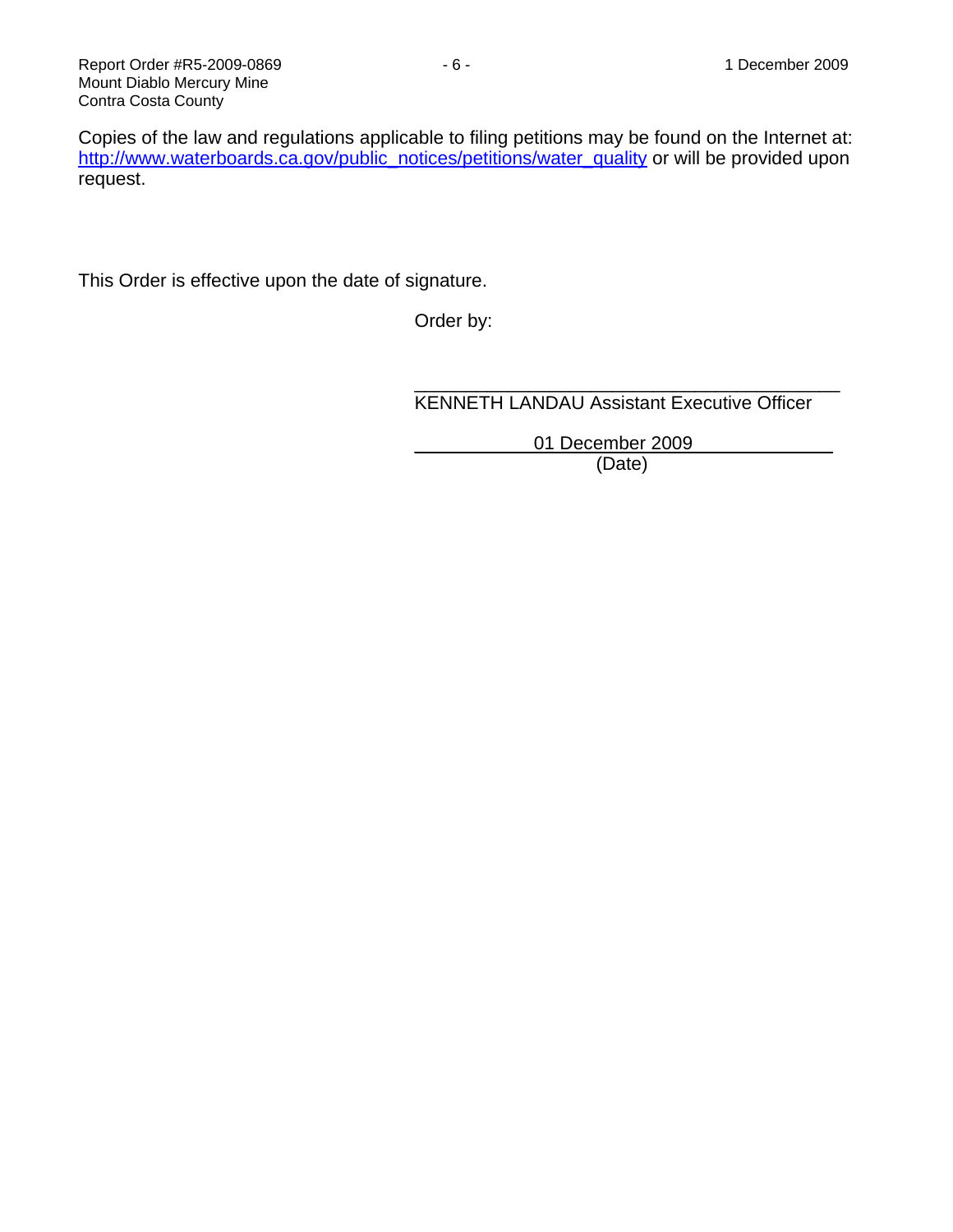Copies of the law and regulations applicable to filing petitions may be found on the Internet at: [http://www.waterboards.ca.gov/public_notices/petitions/water_quality](http://www.waterboards.ca.gov/public_notices/petitions/water_quality) or will be provided upon request.

This Order is effective upon the date of signature.

Order by:

______________________________________

KENNETH LANDAU Assistant Executive Officer

01 December 2009

(Date)